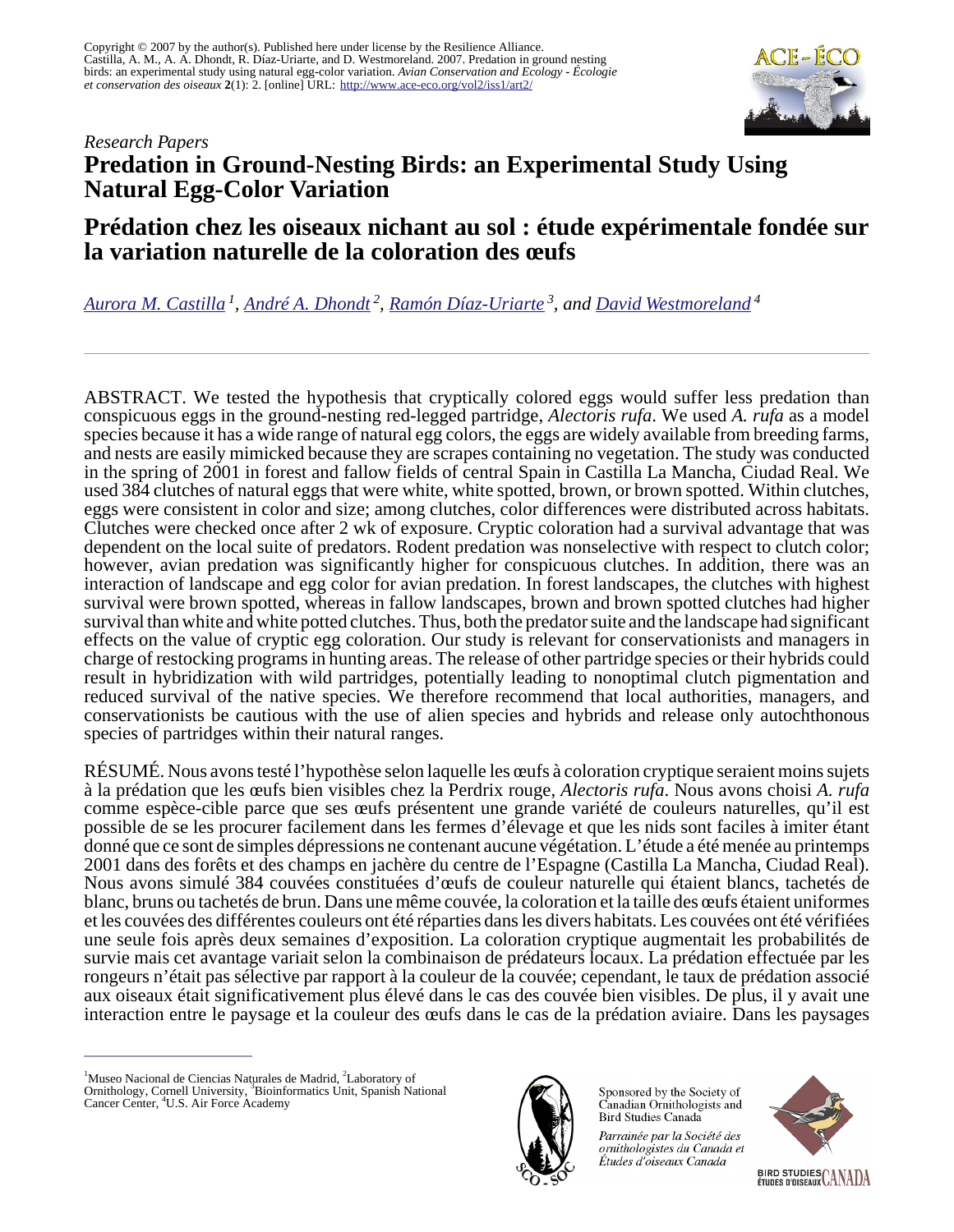Copyright © 2007 by the author(s). Published here under license by the Resilience Alliance.
Castilla, A. M., A. A. Dhondt, R. Díaz-Uriarte, and D. Westmoreland. 2007. Predation in ground nesting birds: an experimental study using natural egg-color variation. *Avian Conservation and Ecology - Écologie et conservation des oiseaux* **2**(1): 2. [online] URL: http://www.ace-eco.org/vol2/iss1/art2/

*Research Papers*

# Predation in Ground-Nesting Birds: an Experimental Study Using Natural Egg-Color Variation

# Prédation chez les oiseaux nichant au sol : étude expérimentale fondée sur la variation naturelle de la coloration des œufs

*Aurora M. Castilla [1], André A. Dhondt [2], Ramón Díaz-Uriarte [3], and David Westmoreland [4]*

ABSTRACT. We tested the hypothesis that cryptically colored eggs would suffer less predation than conspicuous eggs in the ground-nesting red-legged partridge, *Alectoris rufa*. We used *A. rufa* as a model species because it has a wide range of natural egg colors, the eggs are widely available from breeding farms, and nests are easily mimicked because they are scrapes containing no vegetation. The study was conducted in the spring of 2001 in forest and fallow fields of central Spain in Castilla La Mancha, Ciudad Real. We used 384 clutches of natural eggs that were white, white spotted, brown, or brown spotted. Within clutches, eggs were consistent in color and size; among clutches, color differences were distributed across habitats. Clutches were checked once after 2 wk of exposure. Cryptic coloration had a survival advantage that was dependent on the local suite of predators. Rodent predation was nonselective with respect to clutch color; however, avian predation was significantly higher for conspicuous clutches. In addition, there was an interaction of landscape and egg color for avian predation. In forest landscapes, the clutches with highest survival were brown spotted, whereas in fallow landscapes, brown and brown spotted clutches had higher survival than white and white potted clutches. Thus, both the predator suite and the landscape had significant effects on the value of cryptic egg coloration. Our study is relevant for conservationists and managers in charge of restocking programs in hunting areas. The release of other partridge species or their hybrids could result in hybridization with wild partridges, potentially leading to nonoptimal clutch pigmentation and reduced survival of the native species. We therefore recommend that local authorities, managers, and conservationists be cautious with the use of alien species and hybrids and release only autochthonous species of partridges within their natural ranges.

RÉSUMÉ. Nous avons testé l'hypothèse selon laquelle les œufs à coloration cryptique seraient moins sujets à la prédation que les œufs bien visibles chez la Perdrix rouge, *Alectoris rufa*. Nous avons choisi *A. rufa* comme espèce-cible parce que ses œufs présentent une grande variété de couleurs naturelles, qu'il est possible de se les procurer facilement dans les fermes d'élevage et que les nids sont faciles à imiter étant donné que ce sont de simples dépressions ne contenant aucune végétation. L'étude a été menée au printemps 2001 dans des forêts et des champs en jachère du centre de l'Espagne (Castilla La Mancha, Ciudad Real). Nous avons simulé 384 couvées constituées d'œufs de couleur naturelle qui étaient blancs, tachetés de blanc, bruns ou tachetés de brun. Dans une même couvée, la coloration et la taille des œufs étaient uniformes et les couvées des différentes couleurs ont été réparties dans les divers habitats. Les couvées ont été vérifiées une seule fois après deux semaines d'exposition. La coloration cryptique augmentait les probabilités de survie mais cet avantage variait selon la combinaison de prédateurs locaux. La prédation effectuée par les rongeurs n'était pas sélective par rapport à la couleur de la couvée; cependant, le taux de prédation associé aux oiseaux était significativement plus élevé dans le cas des couvée bien visibles. De plus, il y avait une interaction entre le paysage et la couleur des œufs dans le cas de la prédation aviaire. Dans les paysages

[1]Museo Nacional de Ciencias Naturales de Madrid, [2]Laboratory of Ornithology, Cornell University, [3]Bioinformatics Unit, Spanish National Cancer Center, [4]U.S. Air Force Academy

Sponsored by the Society of Canadian Ornithologists and Bird Studies Canada

*Parrainée par la Société des ornithologistes du Canada et Études d'oiseaux Canada*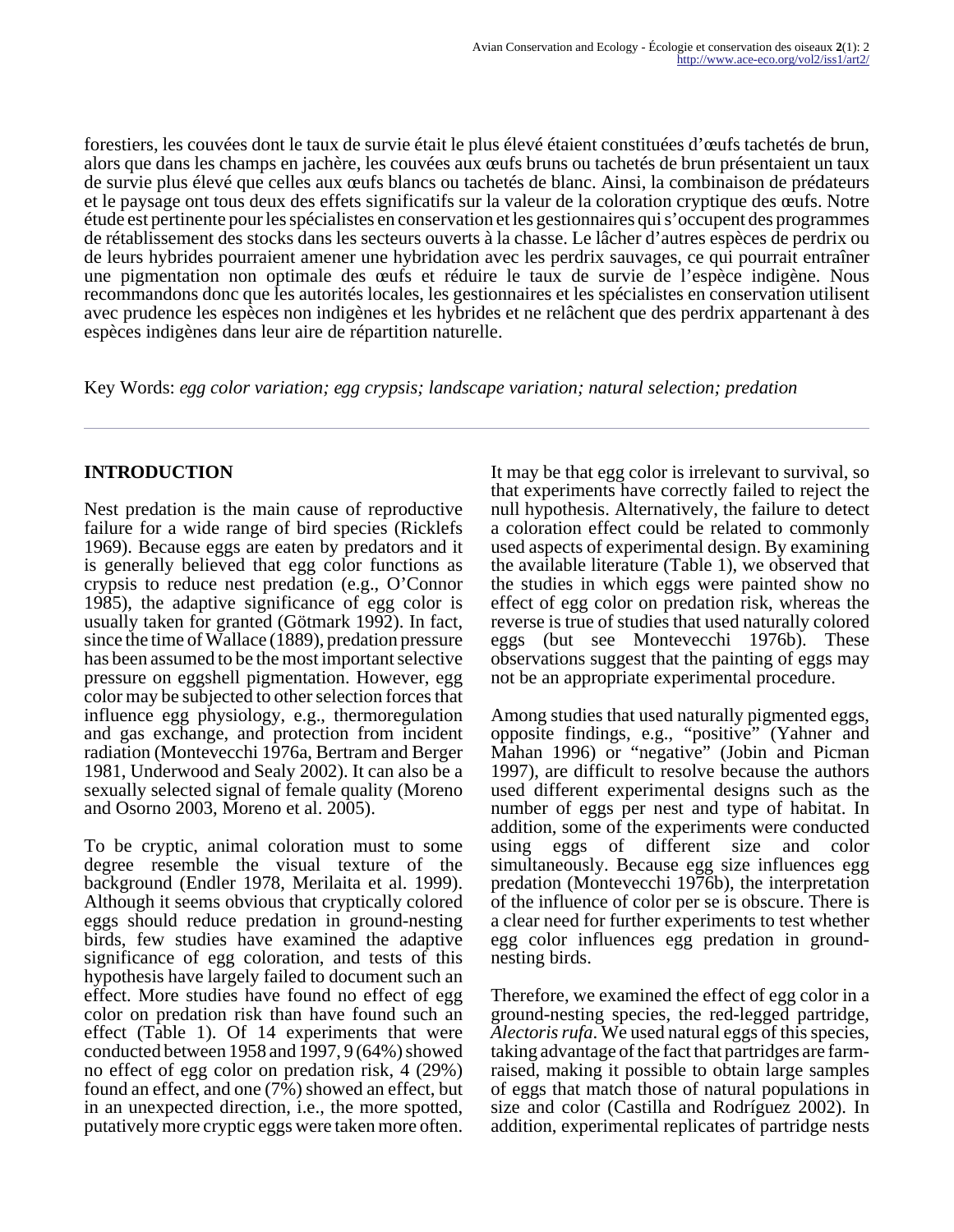forestiers, les couvées dont le taux de survie était le plus élevé étaient constituées d'œufs tachetés de brun, alors que dans les champs en jachère, les couvées aux œufs bruns ou tachetés de brun présentaient un taux de survie plus élevé que celles aux œufs blancs ou tachetés de blanc. Ainsi, la combinaison de prédateurs et le paysage ont tous deux des effets significatifs sur la valeur de la coloration cryptique des œufs. Notre étude est pertinente pour les spécialistes en conservation et les gestionnaires qui s'occupent des programmes de rétablissement des stocks dans les secteurs ouverts à la chasse. Le lâcher d'autres espèces de perdrix ou de leurs hybrides pourraient amener une hybridation avec les perdrix sauvages, ce qui pourrait entraîner une pigmentation non optimale des œufs et réduire le taux de survie de l'espèce indigène. Nous recommandons donc que les autorités locales, les gestionnaires et les spécialistes en conservation utilisent avec prudence les espèces non indigènes et les hybrides et ne relâchent que des perdrix appartenant à des espèces indigènes dans leur aire de répartition naturelle.

Key Words: *egg color variation; egg crypsis; landscape variation; natural selection; predation*

## INTRODUCTION

Nest predation is the main cause of reproductive failure for a wide range of bird species (Ricklefs 1969). Because eggs are eaten by predators and it is generally believed that egg color functions as crypsis to reduce nest predation (e.g., O'Connor 1985), the adaptive significance of egg color is usually taken for granted (Götmark 1992). In fact, since the time of Wallace (1889), predation pressure has been assumed to be the most important selective pressure on eggshell pigmentation. However, egg color may be subjected to other selection forces that influence egg physiology, e.g., thermoregulation and gas exchange, and protection from incident radiation (Montevecchi 1976a, Bertram and Berger 1981, Underwood and Sealy 2002). It can also be a sexually selected signal of female quality (Moreno and Osorno 2003, Moreno et al. 2005).

To be cryptic, animal coloration must to some degree resemble the visual texture of the background (Endler 1978, Merilaita et al. 1999). Although it seems obvious that cryptically colored eggs should reduce predation in ground-nesting birds, few studies have examined the adaptive significance of egg coloration, and tests of this hypothesis have largely failed to document such an effect. More studies have found no effect of egg color on predation risk than have found such an effect (Table 1). Of 14 experiments that were conducted between 1958 and 1997, 9 (64%) showed no effect of egg color on predation risk, 4 (29%) found an effect, and one (7%) showed an effect, but in an unexpected direction, i.e., the more spotted, putatively more cryptic eggs were taken more often.

It may be that egg color is irrelevant to survival, so that experiments have correctly failed to reject the null hypothesis. Alternatively, the failure to detect a coloration effect could be related to commonly used aspects of experimental design. By examining the available literature (Table 1), we observed that the studies in which eggs were painted show no effect of egg color on predation risk, whereas the reverse is true of studies that used naturally colored eggs (but see Montevecchi 1976b). These observations suggest that the painting of eggs may not be an appropriate experimental procedure.

Among studies that used naturally pigmented eggs, opposite findings, e.g., "positive" (Yahner and Mahan 1996) or "negative" (Jobin and Picman 1997), are difficult to resolve because the authors used different experimental designs such as the number of eggs per nest and type of habitat. In addition, some of the experiments were conducted using eggs of different size and color simultaneously. Because egg size influences egg predation (Montevecchi 1976b), the interpretation of the influence of color per se is obscure. There is a clear need for further experiments to test whether egg color influences egg predation in ground-nesting birds.

Therefore, we examined the effect of egg color in a ground-nesting species, the red-legged partridge, *Alectoris rufa*. We used natural eggs of this species, taking advantage of the fact that partridges are farm-raised, making it possible to obtain large samples of eggs that match those of natural populations in size and color (Castilla and Rodríguez 2002). In addition, experimental replicates of partridge nests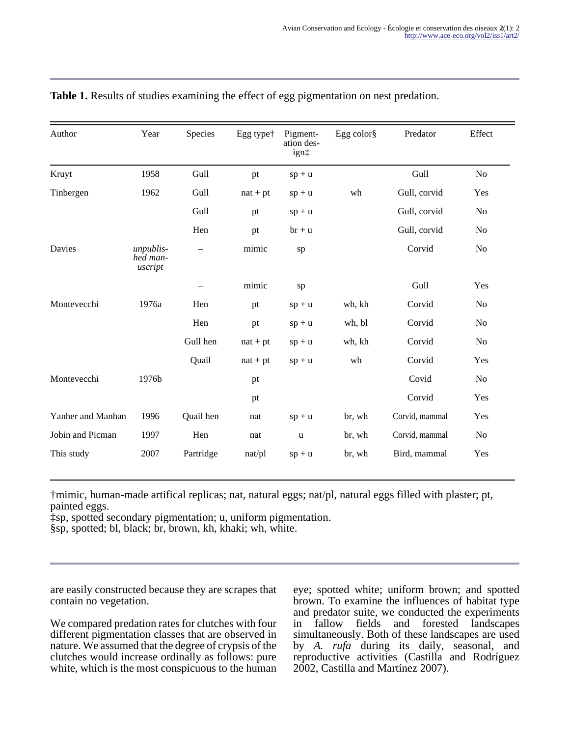**Table 1.** Results of studies examining the effect of egg pigmentation on nest predation.

| Author | Year | Species | Egg type† | Pigmentation design‡ | Egg color§ | Predator | Effect |
|---|---|---|---|---|---|---|---|
| Kruyt | 1958 | Gull | pt | sp + u | | Gull | No |
| Tinbergen | 1962 | Gull | nat + pt | sp + u | wh | Gull, corvid | Yes |
| | | Gull | pt | sp + u | | Gull, corvid | No |
| | | Hen | pt | br + u | | Gull, corvid | No |
| Davies | *unpublished manuscript* | – | mimic | sp | | Corvid | No |
| | | – | mimic | sp | | Gull | Yes |
| Montevecchi | 1976a | Hen | pt | sp + u | wh, kh | Corvid | No |
| | | Hen | pt | sp + u | wh, bl | Corvid | No |
| | | Gull hen | nat + pt | sp + u | wh, kh | Corvid | No |
| | | Quail | nat + pt | sp + u | wh | Corvid | Yes |
| Montevecchi | 1976b | | pt | | | Covid | No |
| | | | pt | | | Corvid | Yes |
| Yanher and Manhan | 1996 | Quail hen | nat | sp + u | br, wh | Corvid, mammal | Yes |
| Jobin and Picman | 1997 | Hen | nat | u | br, wh | Corvid, mammal | No |
| This study | 2007 | Partridge | nat/pl | sp + u | br, wh | Bird, mammal | Yes |

†mimic, human-made artifical replicas; nat, natural eggs; nat/pl, natural eggs filled with plaster; pt, painted eggs.
‡sp, spotted secondary pigmentation; u, uniform pigmentation.
§sp, spotted; bl, black; br, brown, kh, khaki; wh, white.

are easily constructed because they are scrapes that contain no vegetation.

We compared predation rates for clutches with four different pigmentation classes that are observed in nature. We assumed that the degree of crypsis of the clutches would increase ordinally as follows: pure white, which is the most conspicuous to the human eye; spotted white; uniform brown; and spotted brown. To examine the influences of habitat type and predator suite, we conducted the experiments in fallow fields and forested landscapes simultaneously. Both of these landscapes are used by *A. rufa* during its daily, seasonal, and reproductive activities (Castilla and Rodríguez 2002, Castilla and Martínez 2007).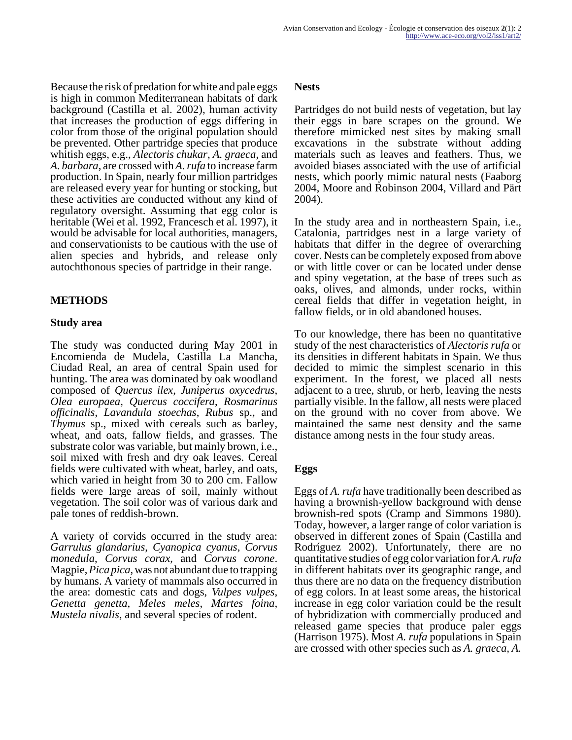Because the risk of predation for white and pale eggs is high in common Mediterranean habitats of dark background (Castilla et al. 2002), human activity that increases the production of eggs differing in color from those of the original population should be prevented. Other partridge species that produce whitish eggs, e.g., *Alectoris chukar*, *A. graeca*, and *A. barbara*, are crossed with *A. rufa* to increase farm production. In Spain, nearly four million partridges are released every year for hunting or stocking, but these activities are conducted without any kind of regulatory oversight. Assuming that egg color is heritable (Wei et al. 1992, Francesch et al. 1997), it would be advisable for local authorities, managers, and conservationists to be cautious with the use of alien species and hybrids, and release only autochthonous species of partridge in their range.

## METHODS

### Study area

The study was conducted during May 2001 in Encomienda de Mudela, Castilla La Mancha, Ciudad Real, an area of central Spain used for hunting. The area was dominated by oak woodland composed of *Quercus ilex*, *Juniperus oxycedrus*, *Olea europaea*, *Quercus coccifera*, *Rosmarinus officinalis*, *Lavandula stoechas*, *Rubus* sp., and *Thymus* sp., mixed with cereals such as barley, wheat, and oats, fallow fields, and grasses. The substrate color was variable, but mainly brown, i.e., soil mixed with fresh and dry oak leaves. Cereal fields were cultivated with wheat, barley, and oats, which varied in height from 30 to 200 cm. Fallow fields were large areas of soil, mainly without vegetation. The soil color was of various dark and pale tones of reddish-brown.

A variety of corvids occurred in the study area: *Garrulus glandarius*, *Cyanopica cyanus*, *Corvus monedula*, *Corvus corax*, and *Corvus corone*. Magpie, *Pica pica*, was not abundant due to trapping by humans. A variety of mammals also occurred in the area: domestic cats and dogs, *Vulpes vulpes*, *Genetta genetta*, *Meles meles*, *Martes foina*, *Mustela nivalis*, and several species of rodent.

### Nests

Partridges do not build nests of vegetation, but lay their eggs in bare scrapes on the ground. We therefore mimicked nest sites by making small excavations in the substrate without adding materials such as leaves and feathers. Thus, we avoided biases associated with the use of artificial nests, which poorly mimic natural nests (Faaborg 2004, Moore and Robinson 2004, Villard and Pärt 2004).

In the study area and in northeastern Spain, i.e., Catalonia, partridges nest in a large variety of habitats that differ in the degree of overarching cover. Nests can be completely exposed from above or with little cover or can be located under dense and spiny vegetation, at the base of trees such as oaks, olives, and almonds, under rocks, within cereal fields that differ in vegetation height, in fallow fields, or in old abandoned houses.

To our knowledge, there has been no quantitative study of the nest characteristics of *Alectoris rufa* or its densities in different habitats in Spain. We thus decided to mimic the simplest scenario in this experiment. In the forest, we placed all nests adjacent to a tree, shrub, or herb, leaving the nests partially visible. In the fallow, all nests were placed on the ground with no cover from above. We maintained the same nest density and the same distance among nests in the four study areas.

### Eggs

Eggs of *A. rufa* have traditionally been described as having a brownish-yellow background with dense brownish-red spots (Cramp and Simmons 1980). Today, however, a larger range of color variation is observed in different zones of Spain (Castilla and Rodríguez 2002). Unfortunately, there are no quantitative studies of egg color variation for *A. rufa* in different habitats over its geographic range, and thus there are no data on the frequency distribution of egg colors. In at least some areas, the historical increase in egg color variation could be the result of hybridization with commercially produced and released game species that produce paler eggs (Harrison 1975). Most *A. rufa* populations in Spain are crossed with other species such as *A. graeca*, *A.*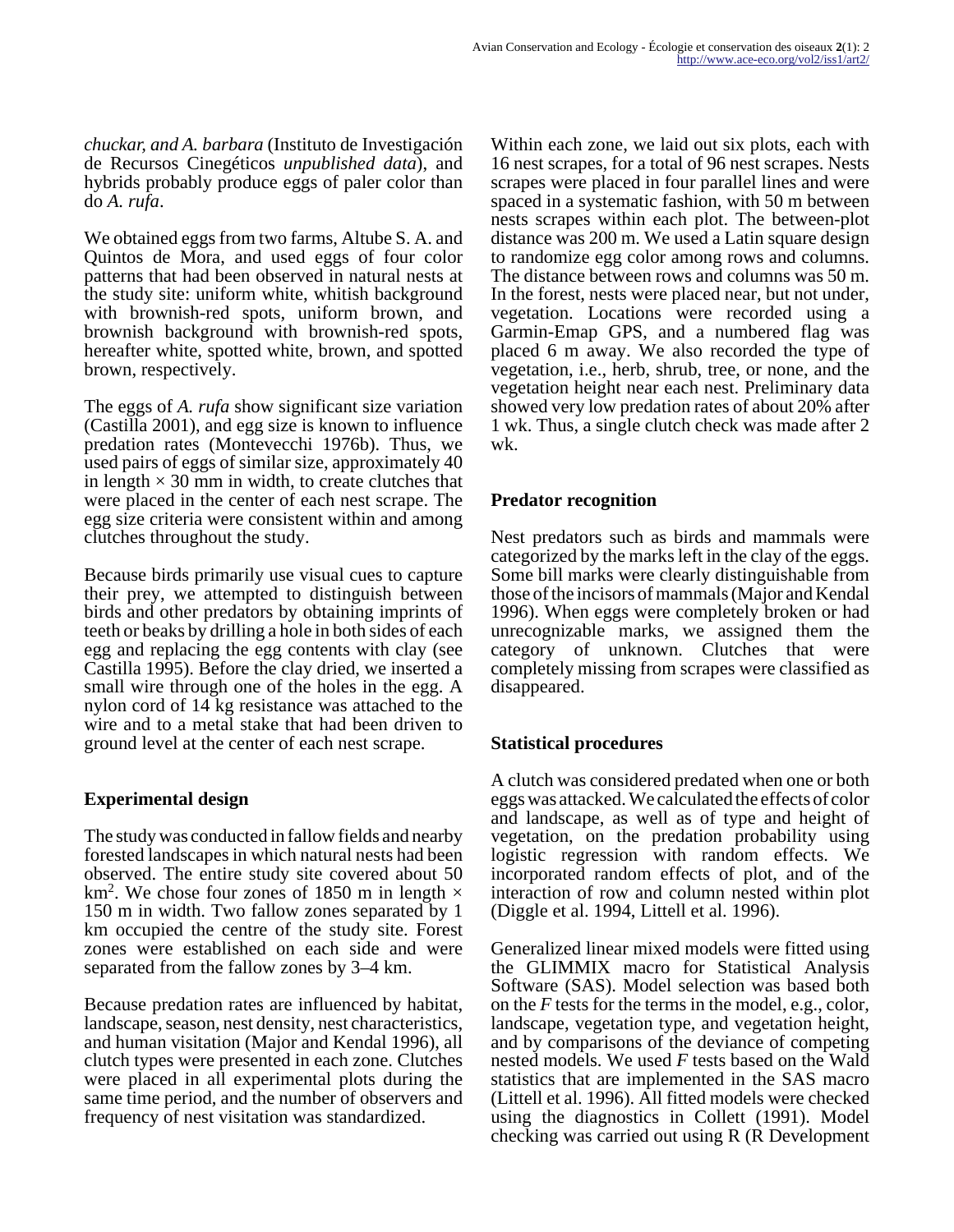*chuckar, and A. barbara* (Instituto de Investigación de Recursos Cinegéticos *unpublished data*), and hybrids probably produce eggs of paler color than do *A. rufa*.

We obtained eggs from two farms, Altube S. A. and Quintos de Mora, and used eggs of four color patterns that had been observed in natural nests at the study site: uniform white, whitish background with brownish-red spots, uniform brown, and brownish background with brownish-red spots, hereafter white, spotted white, brown, and spotted brown, respectively.

The eggs of *A. rufa* show significant size variation (Castilla 2001), and egg size is known to influence predation rates (Montevecchi 1976b). Thus, we used pairs of eggs of similar size, approximately 40 in length × 30 mm in width, to create clutches that were placed in the center of each nest scrape. The egg size criteria were consistent within and among clutches throughout the study.

Because birds primarily use visual cues to capture their prey, we attempted to distinguish between birds and other predators by obtaining imprints of teeth or beaks by drilling a hole in both sides of each egg and replacing the egg contents with clay (see Castilla 1995). Before the clay dried, we inserted a small wire through one of the holes in the egg. A nylon cord of 14 kg resistance was attached to the wire and to a metal stake that had been driven to ground level at the center of each nest scrape.

### Experimental design

The study was conducted in fallow fields and nearby forested landscapes in which natural nests had been observed. The entire study site covered about 50 $km^2$. We chose four zones of 1850 m in length × 150 m in width. Two fallow zones separated by 1 km occupied the centre of the study site. Forest zones were established on each side and were separated from the fallow zones by 3–4 km.

Because predation rates are influenced by habitat, landscape, season, nest density, nest characteristics, and human visitation (Major and Kendal 1996), all clutch types were presented in each zone. Clutches were placed in all experimental plots during the same time period, and the number of observers and frequency of nest visitation was standardized.

Within each zone, we laid out six plots, each with 16 nest scrapes, for a total of 96 nest scrapes. Nests scrapes were placed in four parallel lines and were spaced in a systematic fashion, with 50 m between nests scrapes within each plot. The between-plot distance was 200 m. We used a Latin square design to randomize egg color among rows and columns. The distance between rows and columns was 50 m. In the forest, nests were placed near, but not under, vegetation. Locations were recorded using a Garmin-Emap GPS, and a numbered flag was placed 6 m away. We also recorded the type of vegetation, i.e., herb, shrub, tree, or none, and the vegetation height near each nest. Preliminary data showed very low predation rates of about 20% after 1 wk. Thus, a single clutch check was made after 2 wk.

### Predator recognition

Nest predators such as birds and mammals were categorized by the marks left in the clay of the eggs. Some bill marks were clearly distinguishable from those of the incisors of mammals (Major and Kendal 1996). When eggs were completely broken or had unrecognizable marks, we assigned them the category of unknown. Clutches that were completely missing from scrapes were classified as disappeared.

### Statistical procedures

A clutch was considered predated when one or both eggs was attacked. We calculated the effects of color and landscape, as well as of type and height of vegetation, on the predation probability using logistic regression with random effects. We incorporated random effects of plot, and of the interaction of row and column nested within plot (Diggle et al. 1994, Littell et al. 1996).

Generalized linear mixed models were fitted using the GLIMMIX macro for Statistical Analysis Software (SAS). Model selection was based both on the *F* tests for the terms in the model, e.g., color, landscape, vegetation type, and vegetation height, and by comparisons of the deviance of competing nested models. We used *F* tests based on the Wald statistics that are implemented in the SAS macro (Littell et al. 1996). All fitted models were checked using the diagnostics in Collett (1991). Model checking was carried out using R (R Development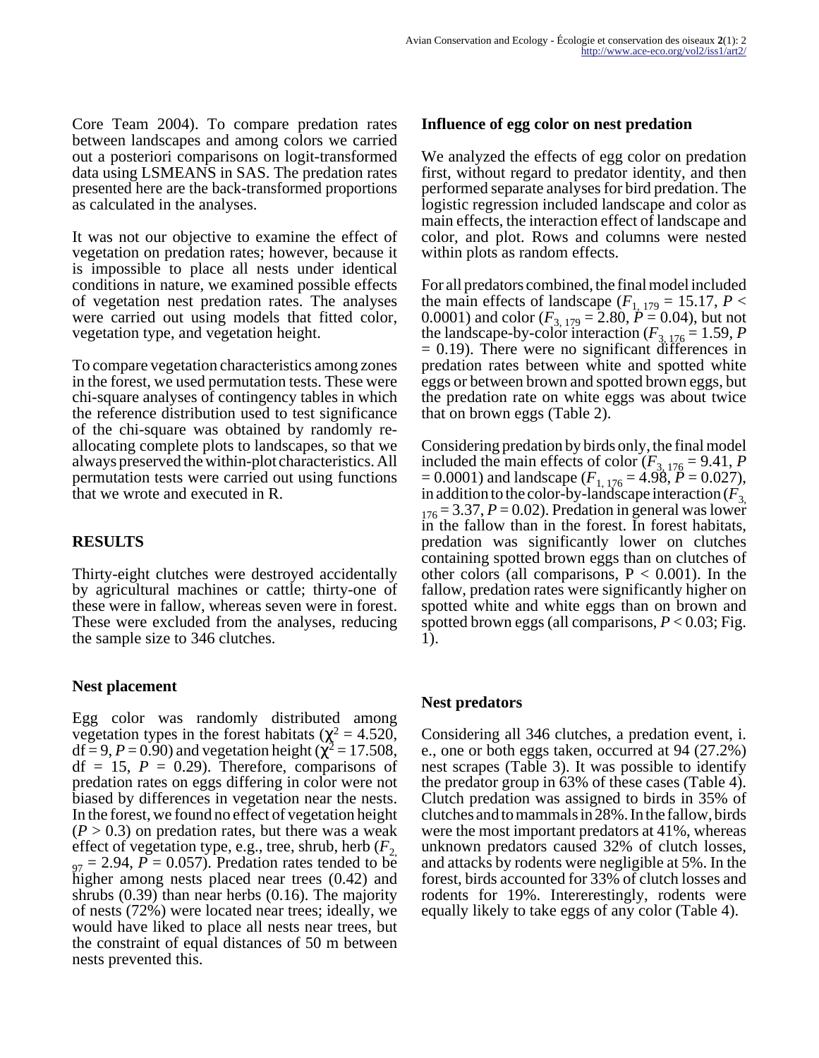Core Team 2004). To compare predation rates between landscapes and among colors we carried out a posteriori comparisons on logit-transformed data using LSMEANS in SAS. The predation rates presented here are the back-transformed proportions as calculated in the analyses.

It was not our objective to examine the effect of vegetation on predation rates; however, because it is impossible to place all nests under identical conditions in nature, we examined possible effects of vegetation nest predation rates. The analyses were carried out using models that fitted color, vegetation type, and vegetation height.

To compare vegetation characteristics among zones in the forest, we used permutation tests. These were chi-square analyses of contingency tables in which the reference distribution used to test significance of the chi-square was obtained by randomly re-allocating complete plots to landscapes, so that we always preserved the within-plot characteristics. All permutation tests were carried out using functions that we wrote and executed in R.

## RESULTS

Thirty-eight clutches were destroyed accidentally by agricultural machines or cattle; thirty-one of these were in fallow, whereas seven were in forest. These were excluded from the analyses, reducing the sample size to 346 clutches.

### Nest placement

Egg color was randomly distributed among vegetation types in the forest habitats ($\chi^2 = 4.520$, df = 9, $P = 0.90$) and vegetation height ($\chi^2 = 17.508$, df = 15, $P = 0.29$). Therefore, comparisons of predation rates on eggs differing in color were not biased by differences in vegetation near the nests. In the forest, we found no effect of vegetation height ($P > 0.3$) on predation rates, but there was a weak effect of vegetation type, e.g., tree, shrub, herb ($F_{2, 97} = 2.94$, $P = 0.057$). Predation rates tended to be higher among nests placed near trees (0.42) and shrubs (0.39) than near herbs (0.16). The majority of nests (72%) were located near trees; ideally, we would have liked to place all nests near trees, but the constraint of equal distances of 50 m between nests prevented this.

### Influence of egg color on nest predation

We analyzed the effects of egg color on predation first, without regard to predator identity, and then performed separate analyses for bird predation. The logistic regression included landscape and color as main effects, the interaction effect of landscape and color, and plot. Rows and columns were nested within plots as random effects.

For all predators combined, the final model included the main effects of landscape ($F_{1, 179} = 15.17$, $P < 0.0001$) and color ($F_{3, 179} = 2.80$, $P = 0.04$), but not the landscape-by-color interaction ($F_{3, 176} = 1.59$, $P = 0.19$). There were no significant differences in predation rates between white and spotted white eggs or between brown and spotted brown eggs, but the predation rate on white eggs was about twice that on brown eggs (Table 2).

Considering predation by birds only, the final model included the main effects of color ($F_{3, 176} = 9.41$, $P = 0.0001$) and landscape ($F_{1, 176} = 4.98$, $P = 0.027$), in addition to the color-by-landscape interaction ($F_{3, 176} = 3.37$, $P = 0.02$). Predation in general was lower in the fallow than in the forest. In forest habitats, predation was significantly lower on clutches containing spotted brown eggs than on clutches of other colors (all comparisons, $P < 0.001$). In the fallow, predation rates were significantly higher on spotted white and white eggs than on brown and spotted brown eggs (all comparisons, $P < 0.03$; Fig. 1).

### Nest predators

Considering all 346 clutches, a predation event, i. e., one or both eggs taken, occurred at 94 (27.2%) nest scrapes (Table 3). It was possible to identify the predator group in 63% of these cases (Table 4). Clutch predation was assigned to birds in 35% of clutches and to mammals in 28%. In the fallow, birds were the most important predators at 41%, whereas unknown predators caused 32% of clutch losses, and attacks by rodents were negligible at 5%. In the forest, birds accounted for 33% of clutch losses and rodents for 19%. Intereretingly, rodents were equally likely to take eggs of any color (Table 4).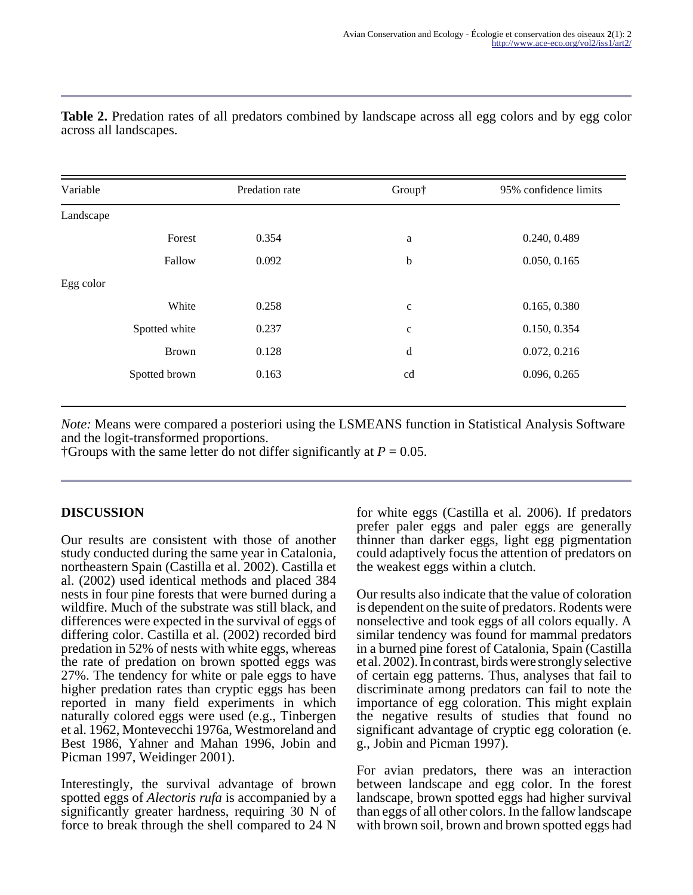**Table 2.** Predation rates of all predators combined by landscape across all egg colors and by egg color across all landscapes.

| Variable | | Predation rate | Group† | 95% confidence limits |
|---|---|---|---|---|
| Landscape | | | | |
| | Forest | 0.354 | a | 0.240, 0.489 |
| | Fallow | 0.092 | b | 0.050, 0.165 |
| Egg color | | | | |
| | White | 0.258 | c | 0.165, 0.380 |
| | Spotted white | 0.237 | c | 0.150, 0.354 |
| | Brown | 0.128 | d | 0.072, 0.216 |
| | Spotted brown | 0.163 | cd | 0.096, 0.265 |

*Note:* Means were compared a posteriori using the LSMEANS function in Statistical Analysis Software and the logit-transformed proportions.
†Groups with the same letter do not differ significantly at $P = 0.05$.

## DISCUSSION

Our results are consistent with those of another study conducted during the same year in Catalonia, northeastern Spain (Castilla et al. 2002). Castilla et al. (2002) used identical methods and placed 384 nests in four pine forests that were burned during a wildfire. Much of the substrate was still black, and differences were expected in the survival of eggs of differing color. Castilla et al. (2002) recorded bird predation in 52% of nests with white eggs, whereas the rate of predation on brown spotted eggs was 27%. The tendency for white or pale eggs to have higher predation rates than cryptic eggs has been reported in many field experiments in which naturally colored eggs were used (e.g., Tinbergen et al. 1962, Montevecchi 1976a, Westmoreland and Best 1986, Yahner and Mahan 1996, Jobin and Picman 1997, Weidinger 2001).

Interestingly, the survival advantage of brown spotted eggs of *Alectoris rufa* is accompanied by a significantly greater hardness, requiring 30 N of force to break through the shell compared to 24 N for white eggs (Castilla et al. 2006). If predators prefer paler eggs and paler eggs are generally thinner than darker eggs, light egg pigmentation could adaptively focus the attention of predators on the weakest eggs within a clutch.

Our results also indicate that the value of coloration is dependent on the suite of predators. Rodents were nonselective and took eggs of all colors equally. A similar tendency was found for mammal predators in a burned pine forest of Catalonia, Spain (Castilla et al. 2002). In contrast, birds were strongly selective of certain egg patterns. Thus, analyses that fail to discriminate among predators can fail to note the importance of egg coloration. This might explain the negative results of studies that found no significant advantage of cryptic egg coloration (e. g., Jobin and Picman 1997).

For avian predators, there was an interaction between landscape and egg color. In the forest landscape, brown spotted eggs had higher survival than eggs of all other colors. In the fallow landscape with brown soil, brown and brown spotted eggs had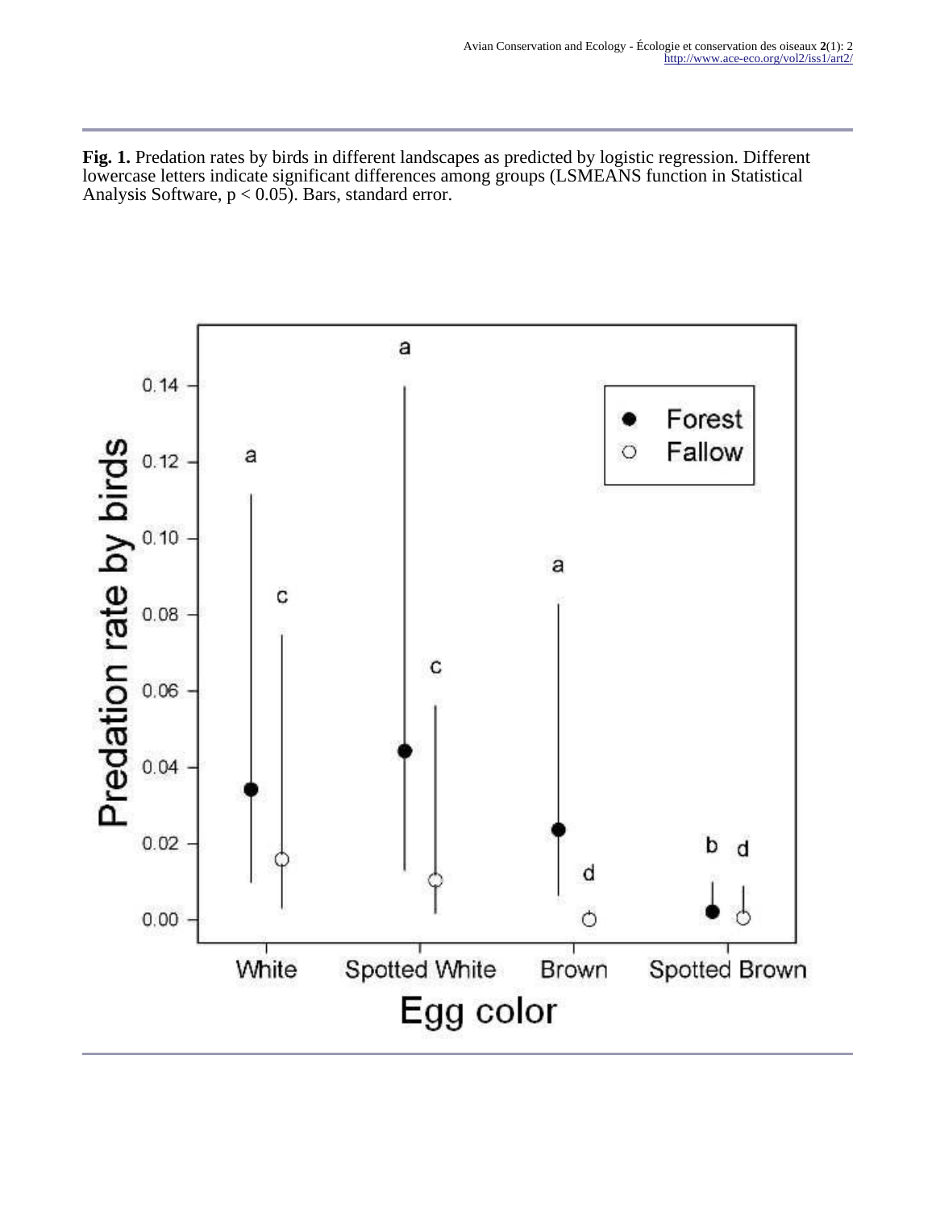**Fig. 1.** Predation rates by birds in different landscapes as predicted by logistic regression. Different lowercase letters indicate significant differences among groups (LSMEANS function in Statistical Analysis Software, $p < 0.05$). Bars, standard error.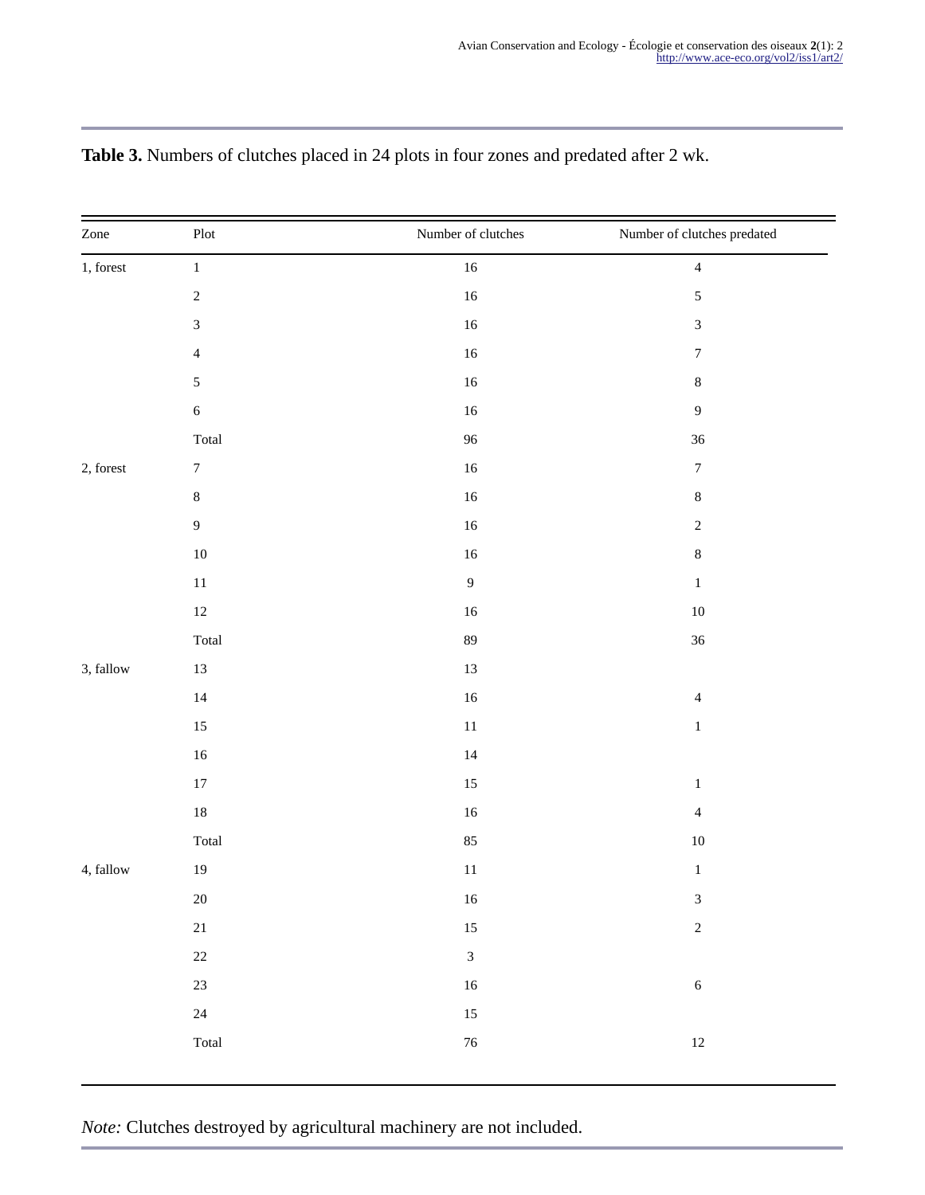**Table 3.** Numbers of clutches placed in 24 plots in four zones and predated after 2 wk.

| Zone | Plot | Number of clutches | Number of clutches predated |
|---|---|---|---|
| 1, forest | 1 | 16 | 4 |
| | 2 | 16 | 5 |
| | 3 | 16 | 3 |
| | 4 | 16 | 7 |
| | 5 | 16 | 8 |
| | 6 | 16 | 9 |
| | Total | 96 | 36 |
| 2, forest | 7 | 16 | 7 |
| | 8 | 16 | 8 |
| | 9 | 16 | 2 |
| | 10 | 16 | 8 |
| | 11 | 9 | 1 |
| | 12 | 16 | 10 |
| | Total | 89 | 36 |
| 3, fallow | 13 | 13 | |
| | 14 | 16 | 4 |
| | 15 | 11 | 1 |
| | 16 | 14 | |
| | 17 | 15 | 1 |
| | 18 | 16 | 4 |
| | Total | 85 | 10 |
| 4, fallow | 19 | 11 | 1 |
| | 20 | 16 | 3 |
| | 21 | 15 | 2 |
| | 22 | 3 | |
| | 23 | 16 | 6 |
| | 24 | 15 | |
| | Total | 76 | 12 |

*Note:* Clutches destroyed by agricultural machinery are not included.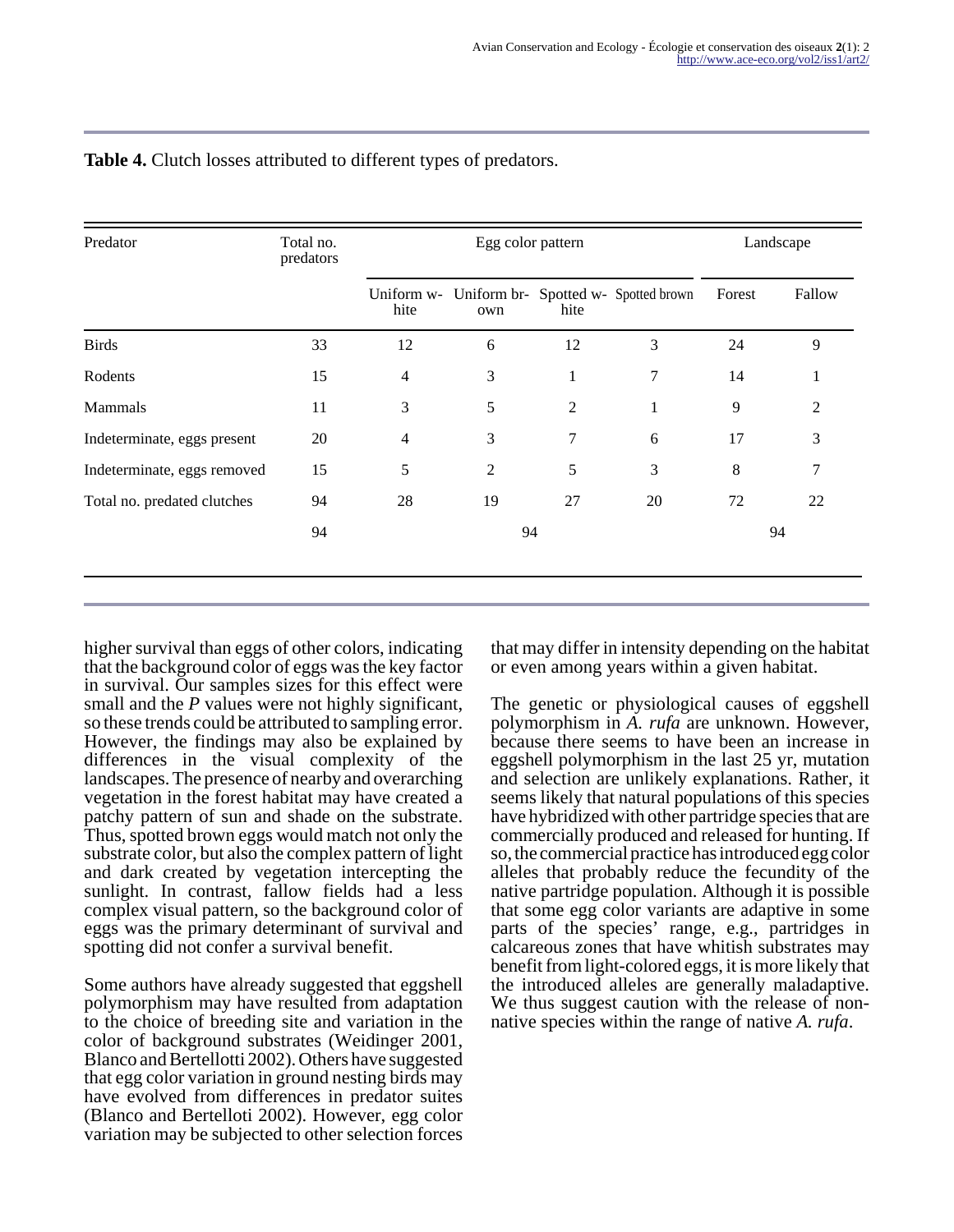**Table 4.** Clutch losses attributed to different types of predators.

| Predator | Total no. predators | Egg color pattern | | | | Landscape | |
|---|---|---|---|---|---|---|---|
| | | Uniform white | Uniform brown | Spotted white | Spotted brown | Forest | Fallow |
| Birds | 33 | 12 | 6 | 12 | 3 | 24 | 9 |
| Rodents | 15 | 4 | 3 | 1 | 7 | 14 | 1 |
| Mammals | 11 | 3 | 5 | 2 | 1 | 9 | 2 |
| Indeterminate, eggs present | 20 | 4 | 3 | 7 | 6 | 17 | 3 |
| Indeterminate, eggs removed | 15 | 5 | 2 | 5 | 3 | 8 | 7 |
| Total no. predated clutches | 94 | 28 | 19 | 27 | 20 | 72 | 22 |
| | 94 | 94 | | | | 94 | |

higher survival than eggs of other colors, indicating that the background color of eggs was the key factor in survival. Our samples sizes for this effect were small and the *P* values were not highly significant, so these trends could be attributed to sampling error. However, the findings may also be explained by differences in the visual complexity of the landscapes. The presence of nearby and overarching vegetation in the forest habitat may have created a patchy pattern of sun and shade on the substrate. Thus, spotted brown eggs would match not only the substrate color, but also the complex pattern of light and dark created by vegetation intercepting the sunlight. In contrast, fallow fields had a less complex visual pattern, so the background color of eggs was the primary determinant of survival and spotting did not confer a survival benefit.

Some authors have already suggested that eggshell polymorphism may have resulted from adaptation to the choice of breeding site and variation in the color of background substrates (Weidinger 2001, Blanco and Bertellotti 2002). Others have suggested that egg color variation in ground nesting birds may have evolved from differences in predator suites (Blanco and Bertelloti 2002). However, egg color variation may be subjected to other selection forces that may differ in intensity depending on the habitat or even among years within a given habitat.

The genetic or physiological causes of eggshell polymorphism in *A. rufa* are unknown. However, because there seems to have been an increase in eggshell polymorphism in the last 25 yr, mutation and selection are unlikely explanations. Rather, it seems likely that natural populations of this species have hybridized with other partridge species that are commercially produced and released for hunting. If so, the commercial practice has introduced egg color alleles that probably reduce the fecundity of the native partridge population. Although it is possible that some egg color variants are adaptive in some parts of the species' range, e.g., partridges in calcareous zones that have whitish substrates may benefit from light-colored eggs, it is more likely that the introduced alleles are generally maladaptive. We thus suggest caution with the release of non-native species within the range of native *A. rufa*.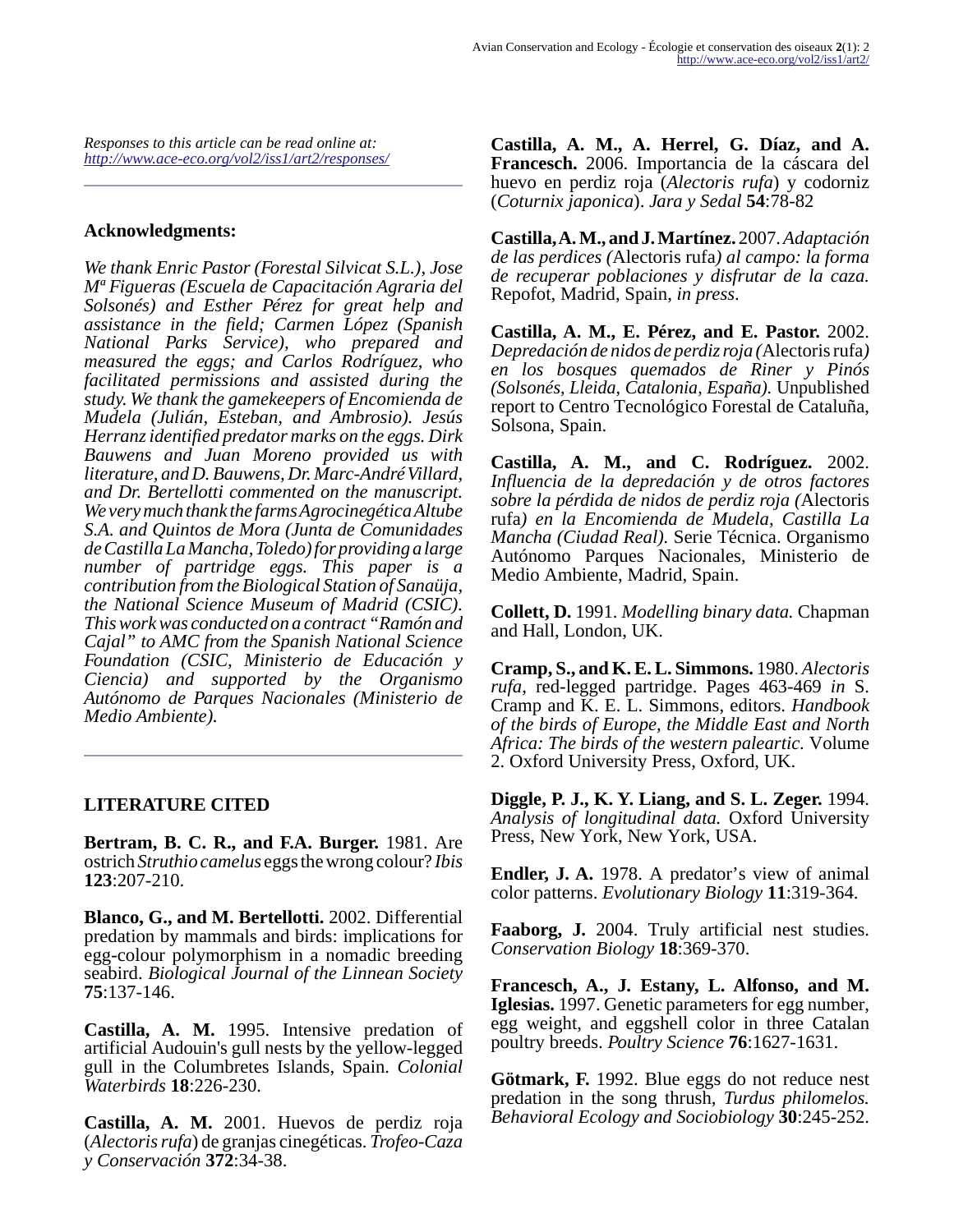*Responses to this article can be read online at:*
*http://www.ace-eco.org/vol2/iss1/art2/responses/*

---

## Acknowledgments:

*We thank Enric Pastor (Forestal Silvicat S.L.), Jose Mª Figueras (Escuela de Capacitación Agraria del Solsonés) and Esther Pérez for great help and assistance in the field; Carmen López (Spanish National Parks Service), who prepared and measured the eggs; and Carlos Rodríguez, who facilitated permissions and assisted during the study. We thank the gamekeepers of Encomienda de Mudela (Julián, Esteban, and Ambrosio). Jesús Herranz identified predator marks on the eggs. Dirk Bauwens and Juan Moreno provided us with literature, and D. Bauwens, Dr. Marc-André Villard, and Dr. Bertellotti commented on the manuscript. We very much thank the farms Agrocinegética Altube S.A. and Quintos de Mora (Junta de Comunidades de Castilla La Mancha, Toledo) for providing a large number of partridge eggs. This paper is a contribution from the Biological Station of Sanaüja, the National Science Museum of Madrid (CSIC). This work was conducted on a contract "Ramón and Cajal" to AMC from the Spanish National Science Foundation (CSIC, Ministerio de Educación y Ciencia) and supported by the Organismo Autónomo de Parques Nacionales (Ministerio de Medio Ambiente).*

---

## LITERATURE CITED

**Bertram, B. C. R., and F.A. Burger.** 1981. Are ostrich *Struthio camelus* eggs the wrong colour? *Ibis* **123**:207-210.

**Blanco, G., and M. Bertellotti.** 2002. Differential predation by mammals and birds: implications for egg-colour polymorphism in a nomadic breeding seabird. *Biological Journal of the Linnean Society* **75**:137-146.

**Castilla, A. M.** 1995. Intensive predation of artificial Audouin's gull nests by the yellow-legged gull in the Columbretes Islands, Spain. *Colonial Waterbirds* **18**:226-230.

**Castilla, A. M.** 2001. Huevos de perdiz roja (*Alectoris rufa*) de granjas cinegéticas. *Trofeo-Caza y Conservación* **372**:34-38.

**Castilla, A. M., A. Herrel, G. Díaz, and A. Francesch.** 2006. Importancia de la cáscara del huevo en perdiz roja (*Alectoris rufa*) y codorniz (*Coturnix japonica*). *Jara y Sedal* **54**:78-82

**Castilla, A. M., and J. Martínez.** 2007. *Adaptación de las perdices (*Alectoris rufa*) al campo: la forma de recuperar poblaciones y disfrutar de la caza.* Repofot, Madrid, Spain, *in press*.

**Castilla, A. M., E. Pérez, and E. Pastor.** 2002. *Depredación de nidos de perdiz roja (*Alectoris rufa*) en los bosques quemados de Riner y Pinós (Solsonés, Lleida, Catalonia, España).* Unpublished report to Centro Tecnológico Forestal de Cataluña, Solsona, Spain.

**Castilla, A. M., and C. Rodríguez.** 2002. *Influencia de la depredación y de otros factores sobre la pérdida de nidos de perdiz roja (*Alectoris rufa*) en la Encomienda de Mudela, Castilla La Mancha (Ciudad Real).* Serie Técnica. Organismo Autónomo Parques Nacionales, Ministerio de Medio Ambiente, Madrid, Spain.

**Collett, D.** 1991. *Modelling binary data.* Chapman and Hall, London, UK.

**Cramp, S., and K. E. L. Simmons.** 1980. *Alectoris rufa*, red-legged partridge. Pages 463-469 *in* S. Cramp and K. E. L. Simmons, editors. *Handbook of the birds of Europe, the Middle East and North Africa: The birds of the western paleartic.* Volume 2. Oxford University Press, Oxford, UK.

**Diggle, P. J., K. Y. Liang, and S. L. Zeger.** 1994. *Analysis of longitudinal data.* Oxford University Press, New York, New York, USA.

**Endler, J. A.** 1978. A predator's view of animal color patterns. *Evolutionary Biology* **11**:319-364.

**Faaborg, J.** 2004. Truly artificial nest studies. *Conservation Biology* **18**:369-370.

**Francesch, A., J. Estany, L. Alfonso, and M. Iglesias.** 1997. Genetic parameters for egg number, egg weight, and eggshell color in three Catalan poultry breeds. *Poultry Science* **76**:1627-1631.

**Götmark, F.** 1992. Blue eggs do not reduce nest predation in the song thrush, *Turdus philomelos. Behavioral Ecology and Sociobiology* **30**:245-252.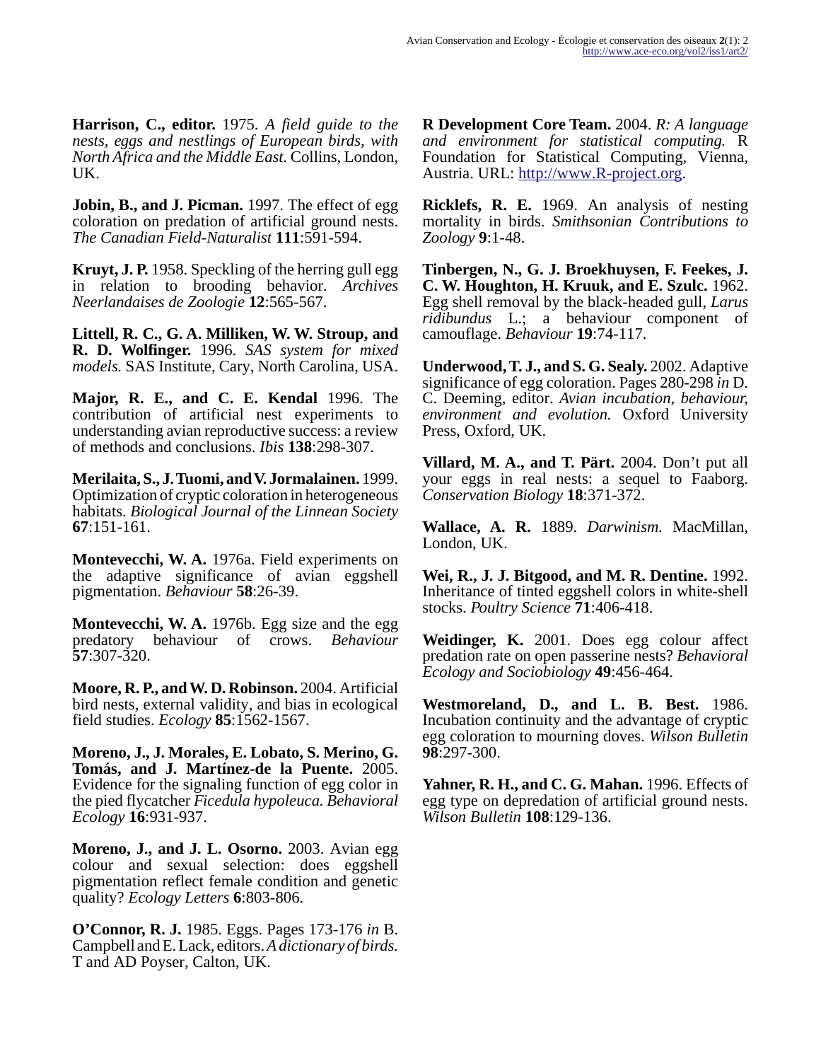**Harrison, C., editor.** 1975. *A field guide to the nests, eggs and nestlings of European birds, with North Africa and the Middle East.* Collins, London, UK.

**Jobin, B., and J. Picman.** 1997. The effect of egg coloration on predation of artificial ground nests. *The Canadian Field-Naturalist* **111**:591-594.

**Kruyt, J. P.** 1958. Speckling of the herring gull egg in relation to brooding behavior. *Archives Neerlandaises de Zoologie* **12**:565-567.

**Littell, R. C., G. A. Milliken, W. W. Stroup, and R. D. Wolfinger.** 1996. *SAS system for mixed models.* SAS Institute, Cary, North Carolina, USA.

**Major, R. E., and C. E. Kendal** 1996. The contribution of artificial nest experiments to understanding avian reproductive success: a review of methods and conclusions. *Ibis* **138**:298-307.

**Merilaita, S., J. Tuomi, and V. Jormalainen.** 1999. Optimization of cryptic coloration in heterogeneous habitats. *Biological Journal of the Linnean Society* **67**:151-161.

**Montevecchi, W. A.** 1976a. Field experiments on the adaptive significance of avian eggshell pigmentation. *Behaviour* **58**:26-39.

**Montevecchi, W. A.** 1976b. Egg size and the egg predatory behaviour of crows. *Behaviour* **57**:307-320.

**Moore, R. P., and W. D. Robinson.** 2004. Artificial bird nests, external validity, and bias in ecological field studies. *Ecology* **85**:1562-1567.

**Moreno, J., J. Morales, E. Lobato, S. Merino, G. Tomás, and J. Martínez-de la Puente.** 2005. Evidence for the signaling function of egg color in the pied flycatcher *Ficedula hypoleuca. Behavioral Ecology* **16**:931-937.

**Moreno, J., and J. L. Osorno.** 2003. Avian egg colour and sexual selection: does eggshell pigmentation reflect female condition and genetic quality? *Ecology Letters* **6**:803-806.

**O'Connor, R. J.** 1985. Eggs. Pages 173-176 *in* B. Campbell and E. Lack, editors. *A dictionary of birds.* T and AD Poyser, Calton, UK.

**R Development Core Team.** 2004. *R: A language and environment for statistical computing.* R Foundation for Statistical Computing, Vienna, Austria. URL: http://www.R-project.org.

**Ricklefs, R. E.** 1969. An analysis of nesting mortality in birds. *Smithsonian Contributions to Zoology* **9**:1-48.

**Tinbergen, N., G. J. Broekhuysen, F. Feekes, J. C. W. Houghton, H. Kruuk, and E. Szulc.** 1962. Egg shell removal by the black-headed gull, *Larus ridibundus* L.; a behaviour component of camouflage. *Behaviour* **19**:74-117.

**Underwood, T. J., and S. G. Sealy.** 2002. Adaptive significance of egg coloration. Pages 280-298 *in* D. C. Deeming, editor. *Avian incubation, behaviour, environment and evolution.* Oxford University Press, Oxford, UK.

**Villard, M. A., and T. Pärt.** 2004. Don't put all your eggs in real nests: a sequel to Faaborg. *Conservation Biology* **18**:371-372.

**Wallace, A. R.** 1889. *Darwinism.* MacMillan, London, UK.

**Wei, R., J. J. Bitgood, and M. R. Dentine.** 1992. Inheritance of tinted eggshell colors in white-shell stocks. *Poultry Science* **71**:406-418.

**Weidinger, K.** 2001. Does egg colour affect predation rate on open passerine nests? *Behavioral Ecology and Sociobiology* **49**:456-464.

**Westmoreland, D., and L. B. Best.** 1986. Incubation continuity and the advantage of cryptic egg coloration to mourning doves. *Wilson Bulletin* **98**:297-300.

**Yahner, R. H., and C. G. Mahan.** 1996. Effects of egg type on depredation of artificial ground nests. *Wilson Bulletin* **108**:129-136.